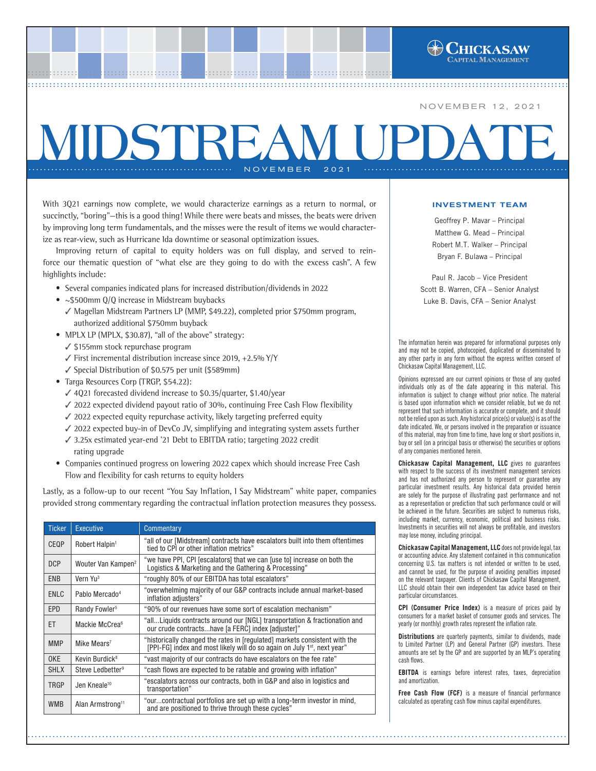NOVEMBER 12, 2021

# MIDSTREAM UPDATE

NOVEMBER 2021

With 3Q21 earnings now complete, we would characterize earnings as a return to normal, or succinctly, "boring"—this is a good thing! While there were beats and misses, the beats were driven by improving long term fundamentals, and the misses were the result of items we would characterize as rear-view, such as Hurricane Ida downtime or seasonal optimization issues.

Improving return of capital to equity holders was on full display, and served to reinforce our thematic question of "what else are they going to do with the excess cash". A few highlights include:

- Several companies indicated plans for increased distribution/dividends in 2022
- ~$500mm Q/Q increase in Midstream buybacks
  - ✓ Magellan Midstream Partners LP (MMP, $49.22), completed prior $750mm program, authorized additional $750mm buyback
- MPLX LP (MPLX, $30.87), "all of the above" strategy:
  - ✓ $155mm stock repurchase program
  - ✓ First incremental distribution increase since 2019, +2.5% Y/Y
  - ✓ Special Distribution of $0.575 per unit ($589mm)
- Targa Resources Corp (TRGP, $54.22):
  - ✓ 4Q21 forecasted dividend increase to $0.35/quarter, $1.40/year
  - ✓ 2022 expected dividend payout ratio of 30%, continuing Free Cash Flow flexibility
  - ✓ 2022 expected equity repurchase activity, likely targeting preferred equity
  - ✓ 2022 expected buy-in of DevCo JV, simplifying and integrating system assets further
  - ✓ 3.25x estimated year-end '21 Debt to EBITDA ratio; targeting 2022 credit rating upgrade
- Companies continued progress on lowering 2022 capex which should increase Free Cash Flow and flexibility for cash returns to equity holders

Lastly, as a follow-up to our recent "You Say Inflation, I Say Midstream" white paper, companies provided strong commentary regarding the contractual inflation protection measures they possess.

| Ticker | Executive | Commentary |
|---|---|---|
| CEQP | Robert Halpin[1] | "all of our [Midstream] contracts have escalators built into them oftentimes tied to CPI or other inflation metrics" |
| DCP | Wouter Van Kampen[2] | "we have PPI, CPI [escalators] that we can [use to] increase on both the Logistics & Marketing and the Gathering & Processing" |
| ENB | Vern Yu[3] | "roughly 80% of our EBITDA has total escalators" |
| ENLC | Pablo Mercado[4] | "overwhelming majority of our G&P contracts include annual market-based inflation adjusters" |
| EPD | Randy Fowler[5] | "90% of our revenues have some sort of escalation mechanism" |
| ET | Mackie McCrea[6] | "all...Liquids contracts around our [NGL] transportation & fractionation and our crude contracts...have [a FERC] index [adjuster]" |
| MMP | Mike Mears[7] | "historically changed the rates in [regulated] markets consistent with the [PPI-FG] index and most likely will do so again on July 1st, next year" |
| OKE | Kevin Burdick[8] | "vast majority of our contracts do have escalators on the fee rate" |
| SHLX | Steve Ledbetter[9] | "cash flows are expected to be ratable and growing with inflation" |
| TRGP | Jen Kneale[10] | "escalators across our contracts, both in G&P and also in logistics and transportation" |
| WMB | Alan Armstrong[11] | "our...contractual portfolios are set up with a long-term investor in mind, and are positioned to thrive through these cycles" |

### INVESTMENT TEAM

Geoffrey P. Mavar – Principal
Matthew G. Mead – Principal
Robert M.T. Walker – Principal
Bryan F. Bulawa – Principal

Paul R. Jacob – Vice President
Scott B. Warren, CFA – Senior Analyst
Luke B. Davis, CFA – Senior Analyst

The information herein was prepared for informational purposes only and may not be copied, photocopied, duplicated or disseminated to any other party in any form without the express written consent of Chickasaw Capital Management, LLC.

Opinions expressed are our current opinions or those of any quoted individuals only as of the date appearing in this material. This information is subject to change without prior notice. The material is based upon information which we consider reliable, but we do not represent that such information is accurate or complete, and it should not be relied upon as such. Any historical price(s) or value(s) is as of the date indicated. We, or persons involved in the preparation or issuance of this material, may from time to time, have long or short positions in, buy or sell (on a principal basis or otherwise) the securities or options of any companies mentioned herein.

**Chickasaw Capital Management, LLC** gives no guarantees with respect to the success of its investment management services and has not authorized any person to represent or guarantee any particular investment results. Any historical data provided herein are solely for the purpose of illustrating past performance and not as a representation or prediction that such performance could or will be achieved in the future. Securities are subject to numerous risks, including market, currency, economic, political and business risks. Investments in securities will not always be profitable, and investors may lose money, including principal.

**Chickasaw Capital Management, LLC** does not provide legal, tax or accounting advice. Any statement contained in this communication concerning U.S. tax matters is not intended or written to be used, and cannot be used, for the purpose of avoiding penalties imposed on the relevant taxpayer. Clients of Chickasaw Capital Management, LLC should obtain their own independent tax advice based on their particular circumstances.

**CPI (Consumer Price Index)** is a measure of prices paid by consumers for a market basket of consumer goods and services. The yearly (or monthly) growth rates represent the inflation rate.

**Distributions** are quarterly payments, similar to dividends, made to Limited Partner (LP) and General Partner (GP) investors. These amounts are set by the GP and are supported by an MLP's operating cash flows.

**EBITDA** is earnings before interest rates, taxes, depreciation and amortization.

**Free Cash Flow (FCF)** is a measure of financial performance calculated as operating cash flow minus capital expenditures.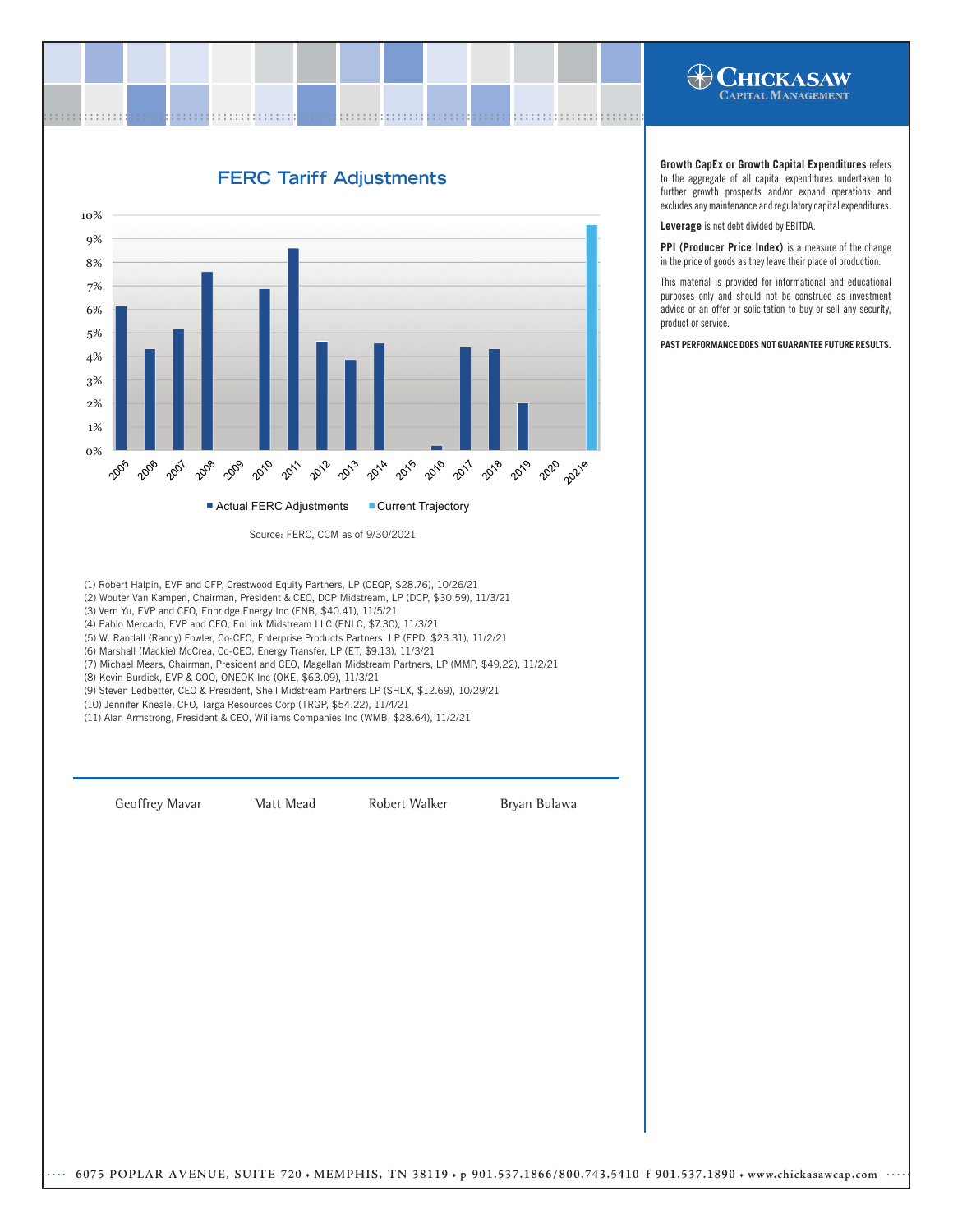## FERC Tariff Adjustments

10%
9%
8%
7%
6%
5%
4%
3%
2%
1%
0%

2005 2006 2007 2008 2009 2010 2011 2012 2013 2014 2015 2016 2017 2018 2019 2020 2021e

Actual FERC Adjustments  Current Trajectory

Source: FERC, CCM as of 9/30/2021

(1) Robert Halpin, EVP and CFP, Crestwood Equity Partners, LP (CEQP, $28.76), 10/26/21
(2) Wouter Van Kampen, Chairman, President & CEO, DCP Midstream, LP (DCP, $30.59), 11/3/21
(3) Vern Yu, EVP and CFO, Enbridge Energy Inc (ENB, $40.41), 11/5/21
(4) Pablo Mercado, EVP and CFO, EnLink Midstream LLC (ENLC, $7.30), 11/3/21
(5) W. Randall (Randy) Fowler, Co-CEO, Enterprise Products Partners, LP (EPD, $23.31), 11/2/21
(6) Marshall (Mackie) McCrea, Co-CEO, Energy Transfer, LP (ET, $9.13), 11/3/21
(7) Michael Mears, Chairman, President and CEO, Magellan Midstream Partners, LP (MMP, $49.22), 11/2/21
(8) Kevin Burdick, EVP & COO, ONEOK Inc (OKE, $63.09), 11/3/21
(9) Steven Ledbetter, CEO & President, Shell Midstream Partners LP (SHLX, $12.69), 10/29/21
(10) Jennifer Kneale, CFO, Targa Resources Corp (TRGP, $54.22), 11/4/21
(11) Alan Armstrong, President & CEO, Williams Companies Inc (WMB, $28.64), 11/2/21

Geoffrey Mavar    Matt Mead    Robert Walker    Bryan Bulawa

**Growth CapEx or Growth Capital Expenditures** refers to the aggregate of all capital expenditures undertaken to further growth prospects and/or expand operations and excludes any maintenance and regulatory capital expenditures.

**Leverage** is net debt divided by EBITDA.

**PPI (Producer Price Index)** is a measure of the change in the price of goods as they leave their place of production.

This material is provided for informational and educational purposes only and should not be construed as investment advice or an offer or solicitation to buy or sell any security, product or service.

**PAST PERFORMANCE DOES NOT GUARANTEE FUTURE RESULTS.**

6075 POPLAR AVENUE, SUITE 720 • MEMPHIS, TN 38119 • p 901.537.1866/800.743.5410 f 901.537.1890 • www.chickasawcap.com